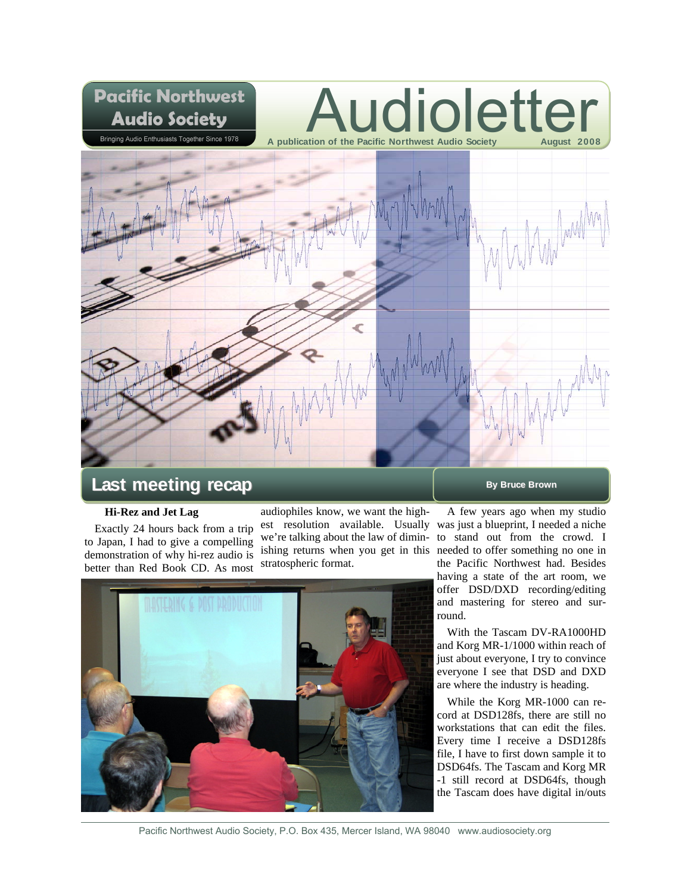# Pacific Northwest Audio Society

Bringing Audio Enthusiasts Together Since 1978

# Audioletter

A publication of the Pacific Northwest Audio Society — August 2008

## Last meeting recap

By Bruce Brown

### Hi-Rez and Jet Lag

Exactly 24 hours back from a trip to Japan, I had to give a compelling demonstration of why hi-rez audio is better than Red Book CD. As most audiophiles know, we want the highest resolution available. Usually we're talking about the law of diminishing returns when you get in this stratospheric format.

A few years ago when my studio was just a blueprint, I needed a niche to stand out from the crowd. I needed to offer something no one in the Pacific Northwest had. Besides having a state of the art room, we offer DSD/DXD recording/editing and mastering for stereo and surround.

With the Tascam DV-RA1000HD and Korg MR-1/1000 within reach of just about everyone, I try to convince everyone I see that DSD and DXD are where the industry is heading.

While the Korg MR-1000 can record at DSD128fs, there are still no workstations that can edit the files. Every time I receive a DSD128fs file, I have to first down sample it to DSD64fs. The Tascam and Korg MR-1 still record at DSD64fs, though the Tascam does have digital in/outs

Pacific Northwest Audio Society, P.O. Box 435, Mercer Island, WA 98040 www.audiosociety.org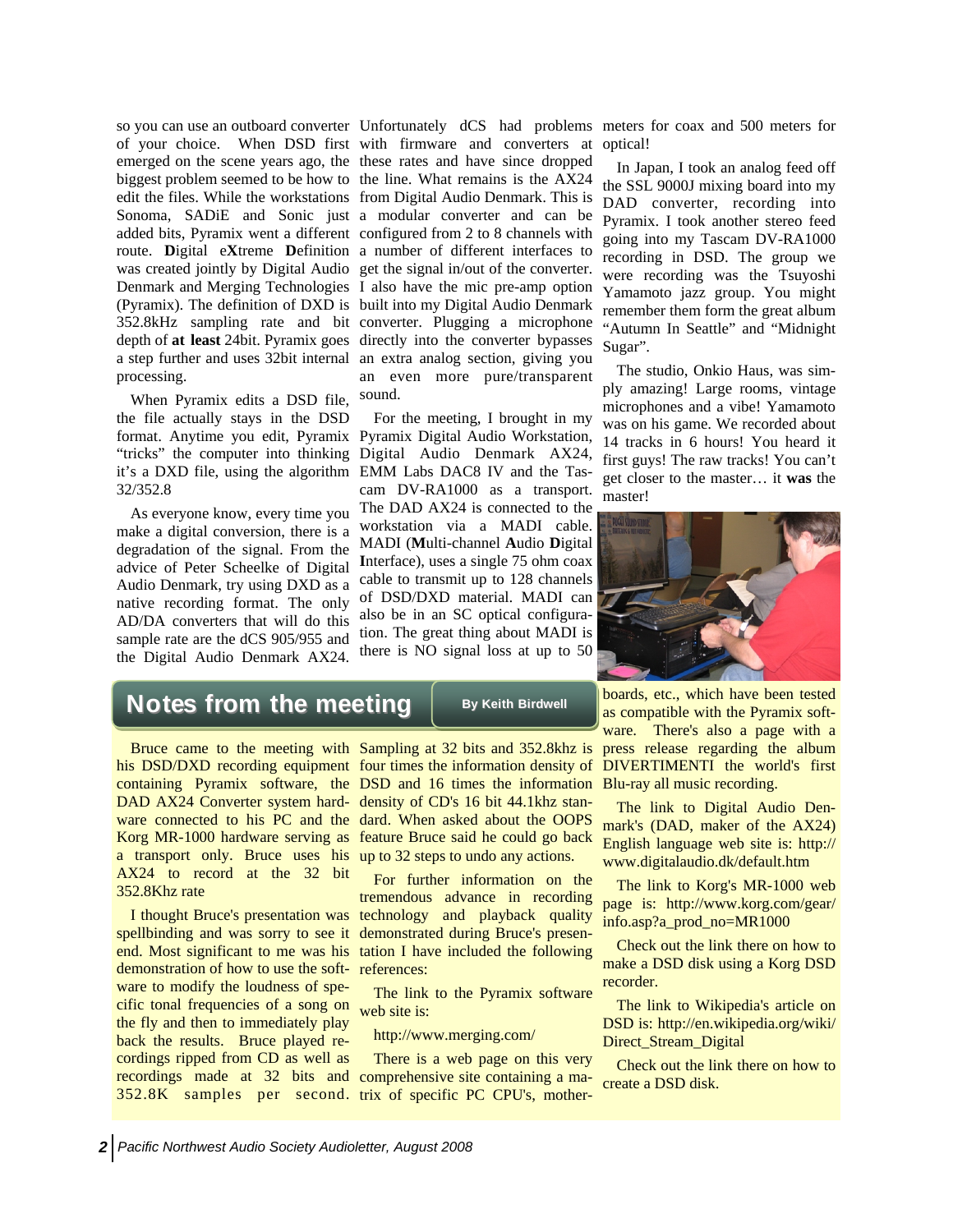so you can use an outboard converter of your choice. When DSD first emerged on the scene years ago, the biggest problem seemed to be how to edit the files. While the workstations Sonoma, SADiE and Sonic just added bits, Pyramix went a different route. **D**igital e**X**treme **D**efinition was created jointly by Digital Audio Denmark and Merging Technologies (Pyramix). The definition of DXD is 352.8kHz sampling rate and bit depth of **at least** 24bit. Pyramix goes a step further and uses 32bit internal processing.

When Pyramix edits a DSD file, the file actually stays in the DSD format. Anytime you edit, Pyramix "tricks" the computer into thinking it's a DXD file, using the algorithm 32/352.8

As everyone know, every time you make a digital conversion, there is a degradation of the signal. From the advice of Peter Scheelke of Digital Audio Denmark, try using DXD as a native recording format. The only AD/DA converters that will do this sample rate are the dCS 905/955 and the Digital Audio Denmark AX24. Unfortunately dCS had problems with firmware and converters at these rates and have since dropped the line. What remains is the AX24 from Digital Audio Denmark. This is a modular converter and can be configured from 2 to 8 channels with a number of different interfaces to get the signal in/out of the converter. I also have the mic pre-amp option built into my Digital Audio Denmark converter. Plugging a microphone directly into the converter bypasses an extra analog section, giving you an even more pure/transparent sound.

For the meeting, I brought in my Pyramix Digital Audio Workstation, Digital Audio Denmark AX24, EMM Labs DAC8 IV and the Tascam DV-RA1000 as a transport. The DAD AX24 is connected to the workstation via a MADI cable. MADI (**M**ulti-channel **A**udio **D**igital **I**nterface), uses a single 75 ohm coax cable to transmit up to 128 channels of DSD/DXD material. MADI can also be in an SC optical configuration. The great thing about MADI is there is NO signal loss at up to 50 meters for coax and 500 meters for optical!

In Japan, I took an analog feed off the SSL 9000J mixing board into my DAD converter, recording into Pyramix. I took another stereo feed going into my Tascam DV-RA1000 recording in DSD. The group we were recording was the Tsuyoshi Yamamoto jazz group. You might remember them form the great album "Autumn In Seattle" and "Midnight Sugar".

The studio, Onkio Haus, was simply amazing! Large rooms, vintage microphones and a vibe! Yamamoto was on his game. We recorded about 14 tracks in 6 hours! You heard it first guys! The raw tracks! You can't get closer to the master… it **was** the master!

## Notes from the meeting

By Keith Birdwell

Bruce came to the meeting with his DSD/DXD recording equipment containing Pyramix software, the DAD AX24 Converter system hardware connected to his PC and the Korg MR-1000 hardware serving as a transport only. Bruce uses his AX24 to record at the 32 bit 352.8Khz rate

I thought Bruce's presentation was spellbinding and was sorry to see it end. Most significant to me was his demonstration of how to use the software to modify the loudness of specific tonal frequencies of a song on the fly and then to immediately play back the results. Bruce played recordings ripped from CD as well as recordings made at 32 bits and 352.8K samples per second. Sampling at 32 bits and 352.8khz is four times the information density of DSD and 16 times the information density of CD's 16 bit 44.1khz standard. When asked about the OOPS feature Bruce said he could go back up to 32 steps to undo any actions.

For further information on the tremendous advance in recording technology and playback quality demonstrated during Bruce's presentation I have included the following references:

The link to the Pyramix software web site is:

http://www.merging.com/

There is a web page on this very comprehensive site containing a matrix of specific PC CPU's, motherboards, etc., which have been tested as compatible with the Pyramix software. There's also a page with a press release regarding the album DIVERTIMENTI the world's first Blu-ray all music recording.

The link to Digital Audio Denmark's (DAD, maker of the AX24) English language web site is: http://www.digitalaudio.dk/default.htm

The link to Korg's MR-1000 web page is: http://www.korg.com/gear/info.asp?a_prod_no=MR1000

Check out the link there on how to make a DSD disk using a Korg DSD recorder.

The link to Wikipedia's article on DSD is: http://en.wikipedia.org/wiki/Direct_Stream_Digital

Check out the link there on how to create a DSD disk.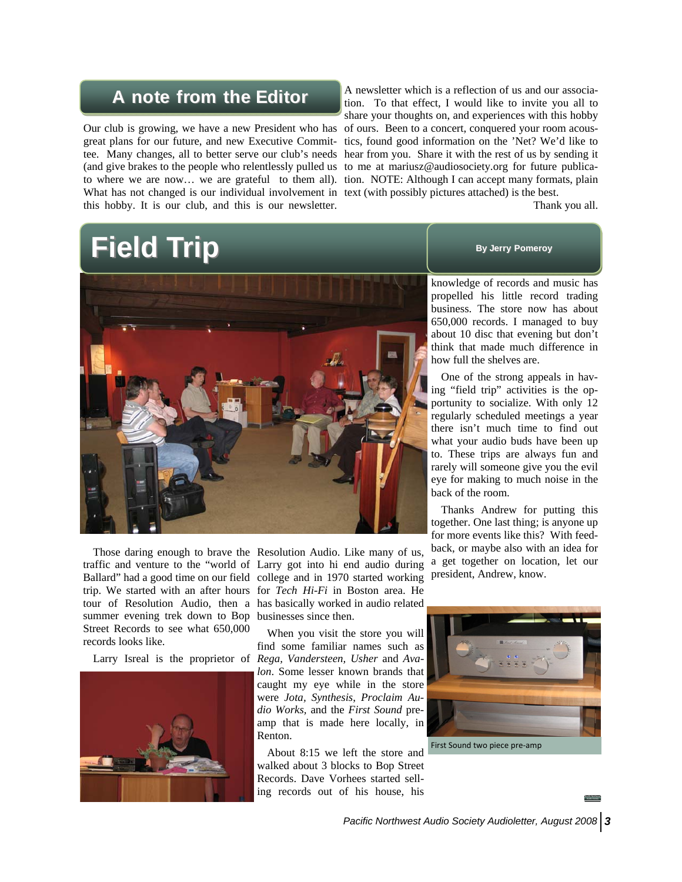## A note from the Editor

Our club is growing, we have a new President who has great plans for our future, and new Executive Committee. Many changes, all to better serve our club's needs (and give brakes to the people who relentlessly pulled us to where we are now… we are grateful to them all). What has not changed is our individual involvement in this hobby. It is our club, and this is our newsletter. A newsletter which is a reflection of us and our association. To that effect, I would like to invite you all to share your thoughts on, and experiences with this hobby of ours. Been to a concert, conquered your room acoustics, found good information on the 'Net? We'd like to hear from you. Share it with the rest of us by sending it to me at mariusz@audiosociety.org for future publication. NOTE: Although I can accept many formats, plain text (with possibly pictures attached) is the best.

Thank you all.

# Field Trip

**By Jerry Pomeroy**

Those daring enough to brave the traffic and venture to the "world of Ballard" had a good time on our field trip. We started with an after hours tour of Resolution Audio, then a summer evening trek down to Bop Street Records to see what 650,000 records looks like.

Larry Isreal is the proprietor of Resolution Audio. Like many of us, Larry got into hi end audio during college and in 1970 started working for *Tech Hi-Fi* in Boston area. He has basically worked in audio related businesses since then.

When you visit the store you will find some familiar names such as *Rega, Vandersteen, Usher* and *Avalon*. Some lesser known brands that caught my eye while in the store were *Jota, Synthesis, Proclaim Audio Works,* and the *First Sound* preamp that is made here locally, in Renton.

About 8:15 we left the store and walked about 3 blocks to Bop Street Records. Dave Vorhees started selling records out of his house, his knowledge of records and music has propelled his little record trading business. The store now has about 650,000 records. I managed to buy about 10 disc that evening but don't think that made much difference in how full the shelves are.

One of the strong appeals in having "field trip" activities is the opportunity to socialize. With only 12 regularly scheduled meetings a year there isn't much time to find out what your audio buds have been up to. These trips are always fun and rarely will someone give you the evil eye for making to much noise in the back of the room.

Thanks Andrew for putting this together. One last thing; is anyone up for more events like this? With feedback, or maybe also with an idea for a get together on location, let our president, Andrew, know.

First Sound two piece pre-amp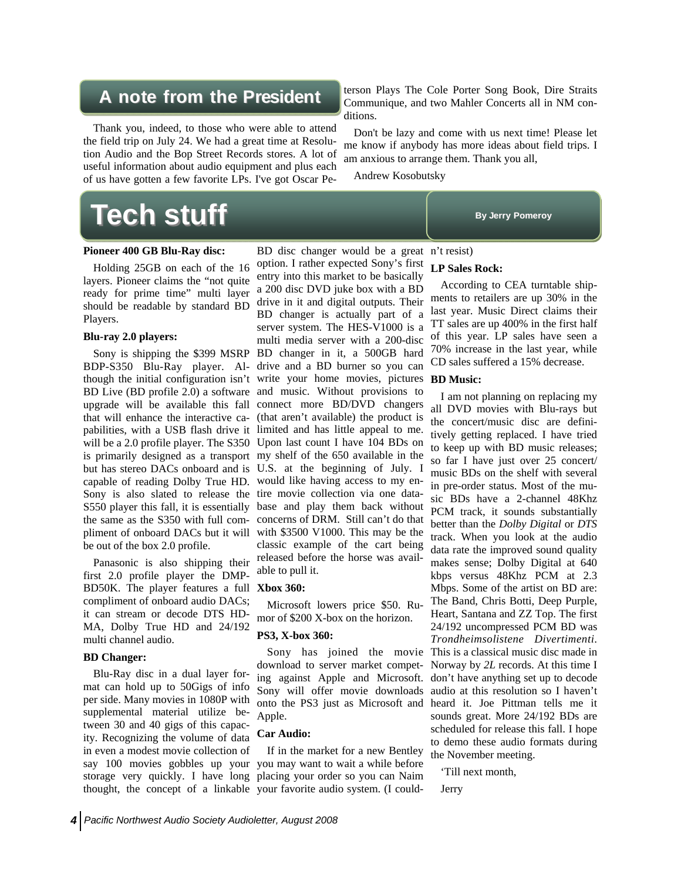## A note from the President

Thank you, indeed, to those who were able to attend the field trip on July 24. We had a great time at Resolution Audio and the Bop Street Records stores. A lot of useful information about audio equipment and plus each of us have gotten a few favorite LPs. I've got Oscar Peterson Plays The Cole Porter Song Book, Dire Straits Communique, and two Mahler Concerts all in NM conditions.

Don't be lazy and come with us next time! Please let me know if anybody has more ideas about field trips. I am anxious to arrange them. Thank you all,

Andrew Kosobutsky

# Tech stuff

**By Jerry Pomeroy**

### Pioneer 400 GB Blu-Ray disc:

Holding 25GB on each of the 16 layers. Pioneer claims the "not quite ready for prime time" multi layer should be readable by standard BD Players.

### Blu-ray 2.0 players:

Sony is shipping the $399 MSRP BDP-S350 Blu-Ray player. Although the initial configuration isn't BD Live (BD profile 2.0) a software upgrade will be available this fall that will enhance the interactive capabilities, with a USB flash drive it will be a 2.0 profile player. The S350 is primarily designed as a transport but has stereo DACs onboard and is capable of reading Dolby True HD. Sony is also slated to release the S550 player this fall, it is essentially the same as the S350 with full compliment of onboard DACs but it will be out of the box 2.0 profile.

Panasonic is also shipping their first 2.0 profile player the DMP-BD50K. The player features a full compliment of onboard audio DACs; it can stream or decode DTS HD-MA, Dolby True HD and 24/192 multi channel audio.

### BD Changer:

Blu-Ray disc in a dual layer format can hold up to 50Gigs of info per side. Many movies in 1080P with supplemental material utilize between 30 and 40 gigs of this capacity. Recognizing the volume of data in even a modest movie collection of say 100 movies gobbles up your storage very quickly. I have long thought, the concept of a linkable BD disc changer would be a great option. I rather expected Sony's first entry into this market to be basically a 200 disc DVD juke box with a BD drive in it and digital outputs. Their BD changer is actually part of a server system. The HES-V1000 is a multi media server with a 200-disc BD changer in it, a 500GB hard drive and a BD burner so you can write your home movies, pictures and music. Without provisions to connect more BD/DVD changers (that aren't available) the product is limited and has little appeal to me. Upon last count I have 104 BDs on my shelf of the 650 available in the U.S. at the beginning of July. I would like having access to my entire movie collection via one database and play them back without concerns of DRM. Still can't do that with $3500 V1000. This may be the classic example of the cart being released before the horse was available to pull it.

### Xbox 360:

Microsoft lowers price $50. Rumor of $200 X-box on the horizon.

### PS3, X-box 360:

Sony has joined the movie download to server market competing against Apple and Microsoft. Sony will offer movie downloads onto the PS3 just as Microsoft and Apple.

### Car Audio:

If in the market for a new Bentley you may want to wait a while before placing your order so you can Naim your favorite audio system. (I couldn't resist)

### LP Sales Rock:

According to CEA turntable shipments to retailers are up 30% in the last year. Music Direct claims their TT sales are up 400% in the first half of this year. LP sales have seen a 70% increase in the last year, while CD sales suffered a 15% decrease.

### BD Music:

I am not planning on replacing my all DVD movies with Blu-rays but the concert/music disc are definitively getting replaced. I have tried to keep up with BD music releases; so far I have just over 25 concert/music BDs on the shelf with several in pre-order status. Most of the music BDs have a 2-channel 48Khz PCM track, it sounds substantially better than the *Dolby Digital* or *DTS* track. When you look at the audio data rate the improved sound quality makes sense; Dolby Digital at 640 kbps versus 48Khz PCM at 2.3 Mbps. Some of the artist on BD are: The Band, Chris Botti, Deep Purple, Heart, Santana and ZZ Top. The first 24/192 uncompressed PCM BD was *Trondheimsolistene Divertimenti*. This is a classical music disc made in Norway by *2L* records. At this time I don't have anything set up to decode audio at this resolution so I haven't heard it. Joe Pittman tells me it sounds great. More 24/192 BDs are scheduled for release this fall. I hope to demo these audio formats during the November meeting.

'Till next month,

Jerry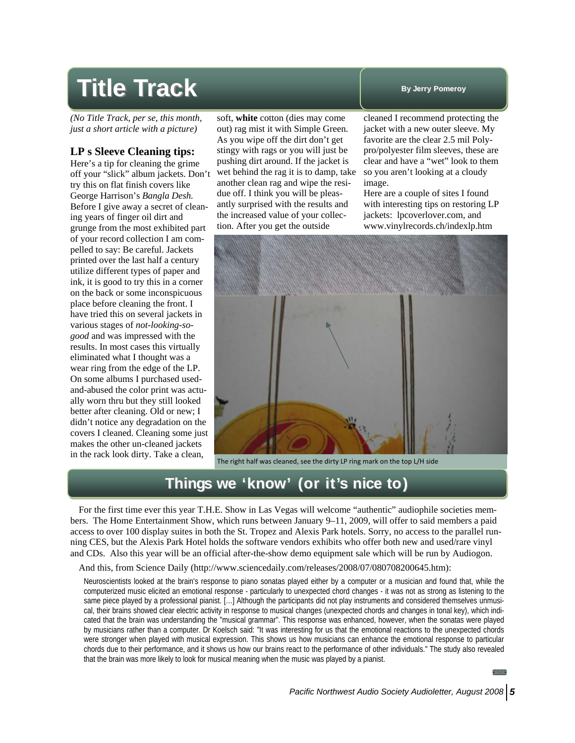# Title Track

By Jerry Pomeroy

*(No Title Track, per se, this month, just a short article with a picture)*

## LP s Sleeve Cleaning tips:

Here's a tip for cleaning the grime off your "slick" album jackets. Don't try this on flat finish covers like George Harrison's *Bangla Desh.* Before I give away a secret of cleaning years of finger oil dirt and grunge from the most exhibited part of your record collection I am compelled to say: Be careful. Jackets printed over the last half a century utilize different types of paper and ink, it is good to try this in a corner on the back or some inconspicuous place before cleaning the front. I have tried this on several jackets in various stages of *not-looking-so-good* and was impressed with the results. In most cases this virtually eliminated what I thought was a wear ring from the edge of the LP. On some albums I purchased used-and-abused the color print was actually worn thru but they still looked better after cleaning. Old or new; I didn't notice any degradation on the covers I cleaned. Cleaning some just makes the other un-cleaned jackets in the rack look dirty. Take a clean, soft, **white** cotton (dies may come out) rag mist it with Simple Green. As you wipe off the dirt don't get stingy with rags or you will just be pushing dirt around. If the jacket is wet behind the rag it is to damp, take another clean rag and wipe the residue off. I think you will be pleasantly surprised with the results and the increased value of your collection. After you get the outside cleaned I recommend protecting the jacket with a new outer sleeve. My favorite are the clear 2.5 mil Polypro/polyester film sleeves, these are clear and have a "wet" look to them so you aren't looking at a cloudy image.

Here are a couple of sites I found with interesting tips on restoring LP jackets: lpcoverlover.com, and www.vinylrecords.ch/indexlp.htm

The right half was cleaned, see the dirty LP ring mark on the top L/H side

# Things we 'know' (or it's nice to)

For the first time ever this year T.H.E. Show in Las Vegas will welcome "authentic" audiophile societies members. The Home Entertainment Show, which runs between January 9–11, 2009, will offer to said members a paid access to over 100 display suites in both the St. Tropez and Alexis Park hotels. Sorry, no access to the parallel running CES, but the Alexis Park Hotel holds the software vendors exhibits who offer both new and used/rare vinyl and CDs. Also this year will be an official after-the-show demo equipment sale which will be run by Audiogon.

And this, from Science Daily (http://www.sciencedaily.com/releases/2008/07/080708200645.htm):

> Neuroscientists looked at the brain's response to piano sonatas played either by a computer or a musician and found that, while the computerized music elicited an emotional response - particularly to unexpected chord changes - it was not as strong as listening to the same piece played by a professional pianist. […] Although the participants did not play instruments and considered themselves unmusical, their brains showed clear electric activity in response to musical changes (unexpected chords and changes in tonal key), which indicated that the brain was understanding the "musical grammar". This response was enhanced, however, when the sonatas were played by musicians rather than a computer. Dr Koelsch said: "It was interesting for us that the emotional reactions to the unexpected chords were stronger when played with musical expression. This shows us how musicians can enhance the emotional response to particular chords due to their performance, and it shows us how our brains react to the performance of other individuals." The study also revealed that the brain was more likely to look for musical meaning when the music was played by a pianist.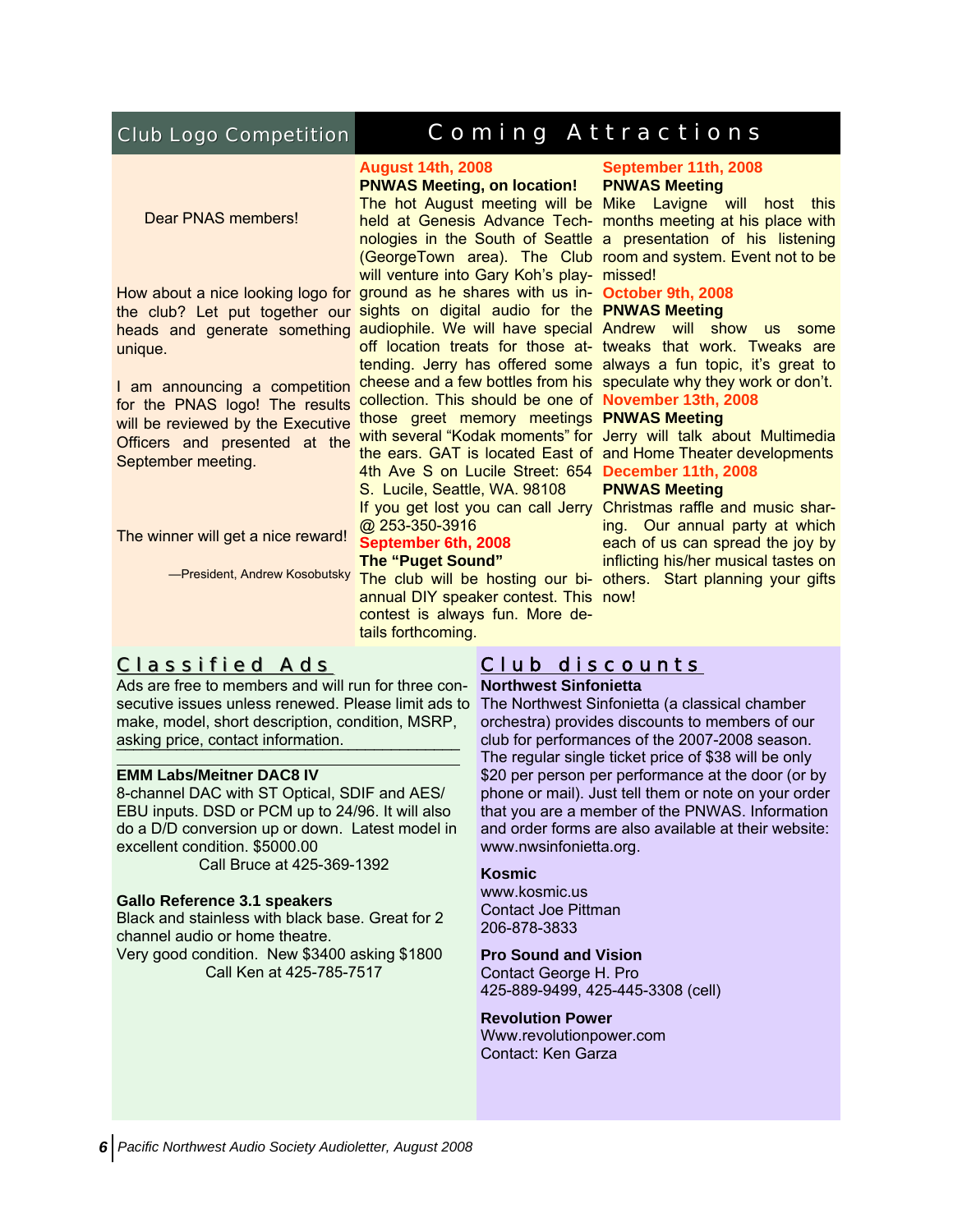## Club Logo Competition

Dear PNAS members!

How about a nice looking logo for the club? Let put together our heads and generate something unique.

I am announcing a competition for the PNAS logo! The results will be reviewed by the Executive Officers and presented at the September meeting.

The winner will get a nice reward!

—President, Andrew Kosobutsky

## Coming Attractions

**August 14th, 2008**

**PNWAS Meeting, on location!**

The hot August meeting will be held at Genesis Advance Technologies in the South of Seattle (GeorgeTown area). The Club will venture into Gary Koh's playground as he shares with us insights on digital audio for the audiophile. We will have special off location treats for those attending. Jerry has offered some cheese and a few bottles from his collection. This should be one of those greet memory meetings with several "Kodak moments" for the ears. GAT is located East of 4th Ave S on Lucile Street: 654 S. Lucile, Seattle, WA. 98108

If you get lost you can call Jerry @ 253-350-3916

**September 6th, 2008**

**The "Puget Sound"**

The club will be hosting our bi-annual DIY speaker contest. This contest is always fun. More details forthcoming.

**September 11th, 2008**

**PNWAS Meeting**

Mike Lavigne will host this months meeting at his place with a presentation of his listening room and system. Event not to be missed!

**October 9th, 2008**

**PNWAS Meeting**

Andrew will show us some tweaks that work. Tweaks are always a fun topic, it's great to speculate why they work or don't.

**November 13th, 2008**

**PNWAS Meeting**

Jerry will talk about Multimedia and Home Theater developments

**December 11th, 2008**

**PNWAS Meeting**

Christmas raffle and music sharing. Our annual party at which each of us can spread the joy by inflicting his/her musical tastes on others. Start planning your gifts now!

## Classified Ads

Ads are free to members and will run for three consecutive issues unless renewed. Please limit ads to make, model, short description, condition, MSRP, asking price, contact information.

**EMM Labs/Meitner DAC8 IV**

8-channel DAC with ST Optical, SDIF and AES/EBU inputs. DSD or PCM up to 24/96. It will also do a D/D conversion up or down. Latest model in excellent condition. $5000.00

Call Bruce at 425-369-1392

**Gallo Reference 3.1 speakers**

Black and stainless with black base. Great for 2 channel audio or home theatre.

Very good condition. New $3400 asking $1800

Call Ken at 425-785-7517

## Club discounts

**Northwest Sinfonietta**

The Northwest Sinfonietta (a classical chamber orchestra) provides discounts to members of our club for performances of the 2007-2008 season. The regular single ticket price of $38 will be only $20 per person per performance at the door (or by phone or mail). Just tell them or note on your order that you are a member of the PNWAS. Information and order forms are also available at their website: www.nwsinfonietta.org.

**Kosmic**

www.kosmic.us

Contact Joe Pittman

206-878-3833

**Pro Sound and Vision**

Contact George H. Pro

425-889-9499, 425-445-3308 (cell)

**Revolution Power**

Www.revolutionpower.com

Contact: Ken Garza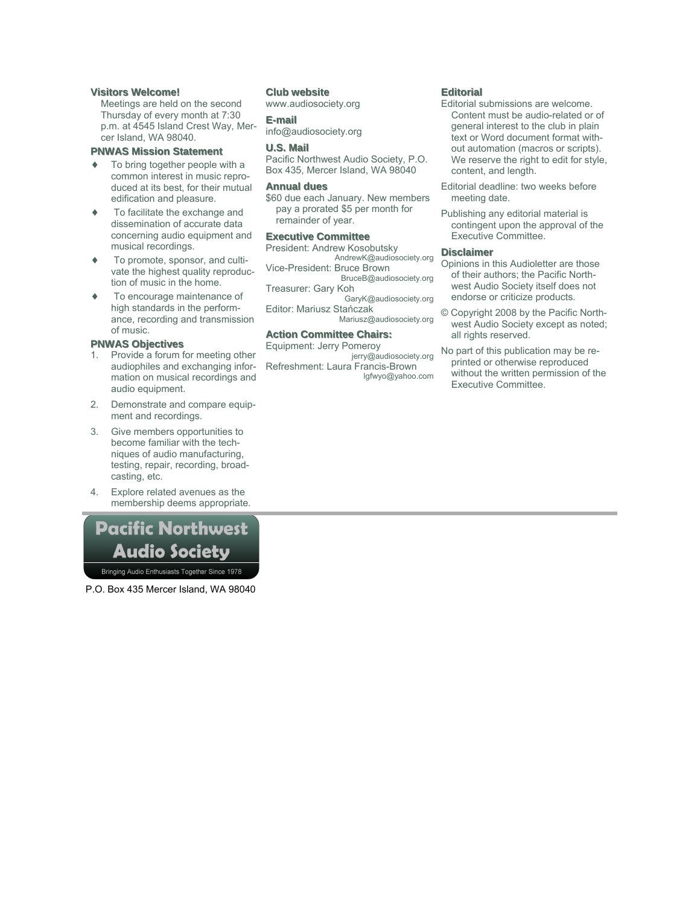### Visitors Welcome!

Meetings are held on the second Thursday of every month at 7:30 p.m. at 4545 Island Crest Way, Mercer Island, WA 98040.

### PNWAS Mission Statement

- To bring together people with a common interest in music reproduced at its best, for their mutual edification and pleasure.
- To facilitate the exchange and dissemination of accurate data concerning audio equipment and musical recordings.
- To promote, sponsor, and cultivate the highest quality reproduction of music in the home.
- To encourage maintenance of high standards in the performance, recording and transmission of music.

### PNWAS Objectives

1. Provide a forum for meeting other audiophiles and exchanging information on musical recordings and audio equipment.
2. Demonstrate and compare equipment and recordings.
3. Give members opportunities to become familiar with the techniques of audio manufacturing, testing, repair, recording, broadcasting, etc.
4. Explore related avenues as the membership deems appropriate.

### Club website

www.audiosociety.org

### E-mail

info@audiosociety.org

### U.S. Mail

Pacific Northwest Audio Society, P.O. Box 435, Mercer Island, WA 98040

### Annual dues

$60 due each January. New members pay a prorated $5 per month for remainder of year.

### Executive Committee

President: Andrew Kosobutsky
AndrewK@audiosociety.org

Vice-President: Bruce Brown
BruceB@audiosociety.org

Treasurer: Gary Koh
GaryK@audiosociety.org

Editor: Mariusz Stańczak
Mariusz@audiosociety.org

### Action Committee Chairs:

Equipment: Jerry Pomeroy
jerry@audiosociety.org

Refreshment: Laura Francis-Brown
lgfwyo@yahoo.com

### Editorial

Editorial submissions are welcome. Content must be audio-related or of general interest to the club in plain text or Word document format without automation (macros or scripts). We reserve the right to edit for style, content, and length.

Editorial deadline: two weeks before meeting date.

Publishing any editorial material is contingent upon the approval of the Executive Committee.

### Disclaimer

Opinions in this Audioletter are those of their authors; the Pacific Northwest Audio Society itself does not endorse or criticize products.

© Copyright 2008 by the Pacific Northwest Audio Society except as noted; all rights reserved.

No part of this publication may be reprinted or otherwise reproduced without the written permission of the Executive Committee.

**Pacific Northwest Audio Society**

Bringing Audio Enthusiasts Together Since 1978

P.O. Box 435 Mercer Island, WA 98040